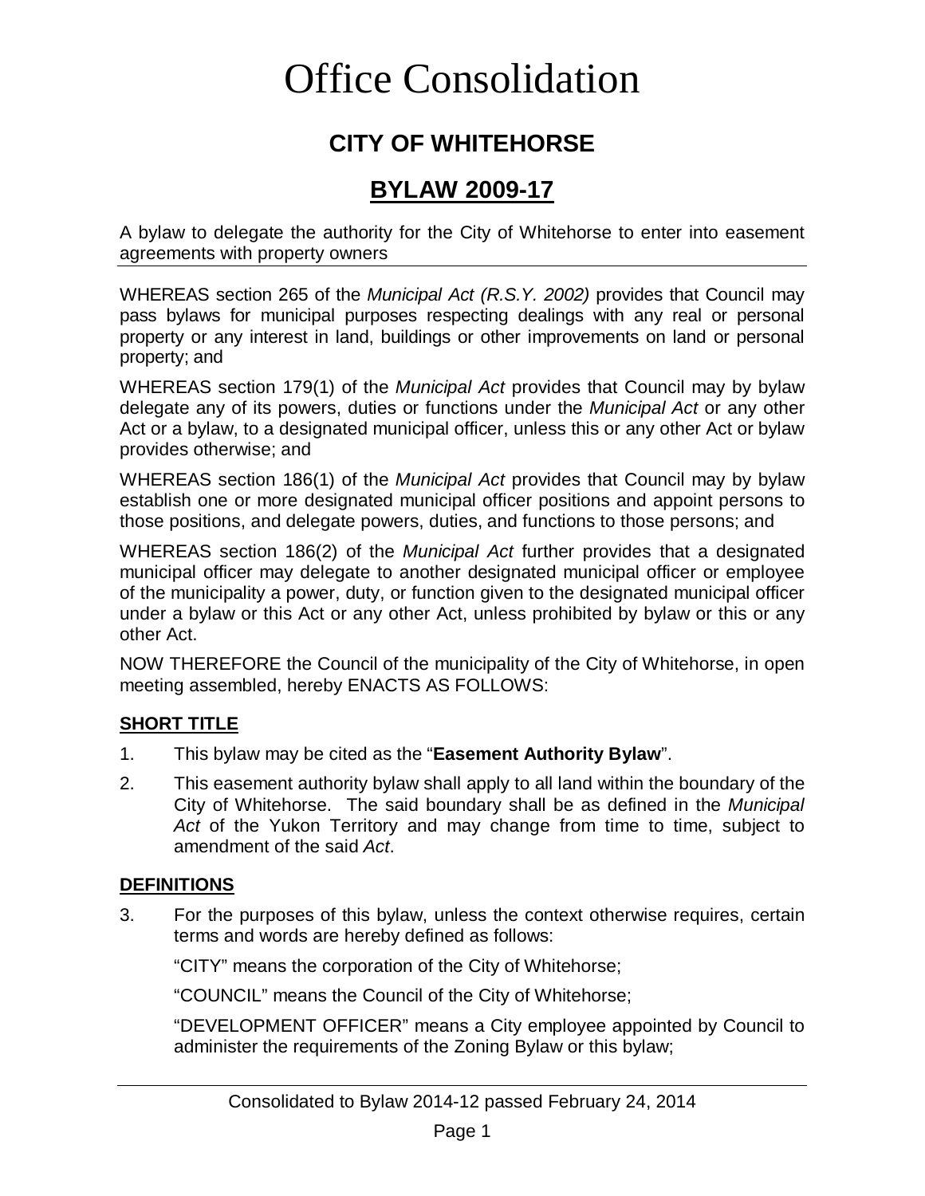# Office Consolidation

## CITY OF WHITEHORSE

## BYLAW 2009-17

A bylaw to delegate the authority for the City of Whitehorse to enter into easement agreements with property owners

WHEREAS section 265 of the *Municipal Act (R.S.Y. 2002)* provides that Council may pass bylaws for municipal purposes respecting dealings with any real or personal property or any interest in land, buildings or other improvements on land or personal property; and

WHEREAS section 179(1) of the *Municipal Act* provides that Council may by bylaw delegate any of its powers, duties or functions under the *Municipal Act* or any other Act or a bylaw, to a designated municipal officer, unless this or any other Act or bylaw provides otherwise; and

WHEREAS section 186(1) of the *Municipal Act* provides that Council may by bylaw establish one or more designated municipal officer positions and appoint persons to those positions, and delegate powers, duties, and functions to those persons; and

WHEREAS section 186(2) of the *Municipal Act* further provides that a designated municipal officer may delegate to another designated municipal officer or employee of the municipality a power, duty, or function given to the designated municipal officer under a bylaw or this Act or any other Act, unless prohibited by bylaw or this or any other Act.

NOW THEREFORE the Council of the municipality of the City of Whitehorse, in open meeting assembled, hereby ENACTS AS FOLLOWS:

### SHORT TITLE

1. This bylaw may be cited as the "**Easement Authority Bylaw**".

2. This easement authority bylaw shall apply to all land within the boundary of the City of Whitehorse. The said boundary shall be as defined in the *Municipal Act* of the Yukon Territory and may change from time to time, subject to amendment of the said *Act*.

### DEFINITIONS

3. For the purposes of this bylaw, unless the context otherwise requires, certain terms and words are hereby defined as follows:

   "CITY" means the corporation of the City of Whitehorse;

   "COUNCIL" means the Council of the City of Whitehorse;

   "DEVELOPMENT OFFICER" means a City employee appointed by Council to administer the requirements of the Zoning Bylaw or this bylaw;

Consolidated to Bylaw 2014-12 passed February 24, 2014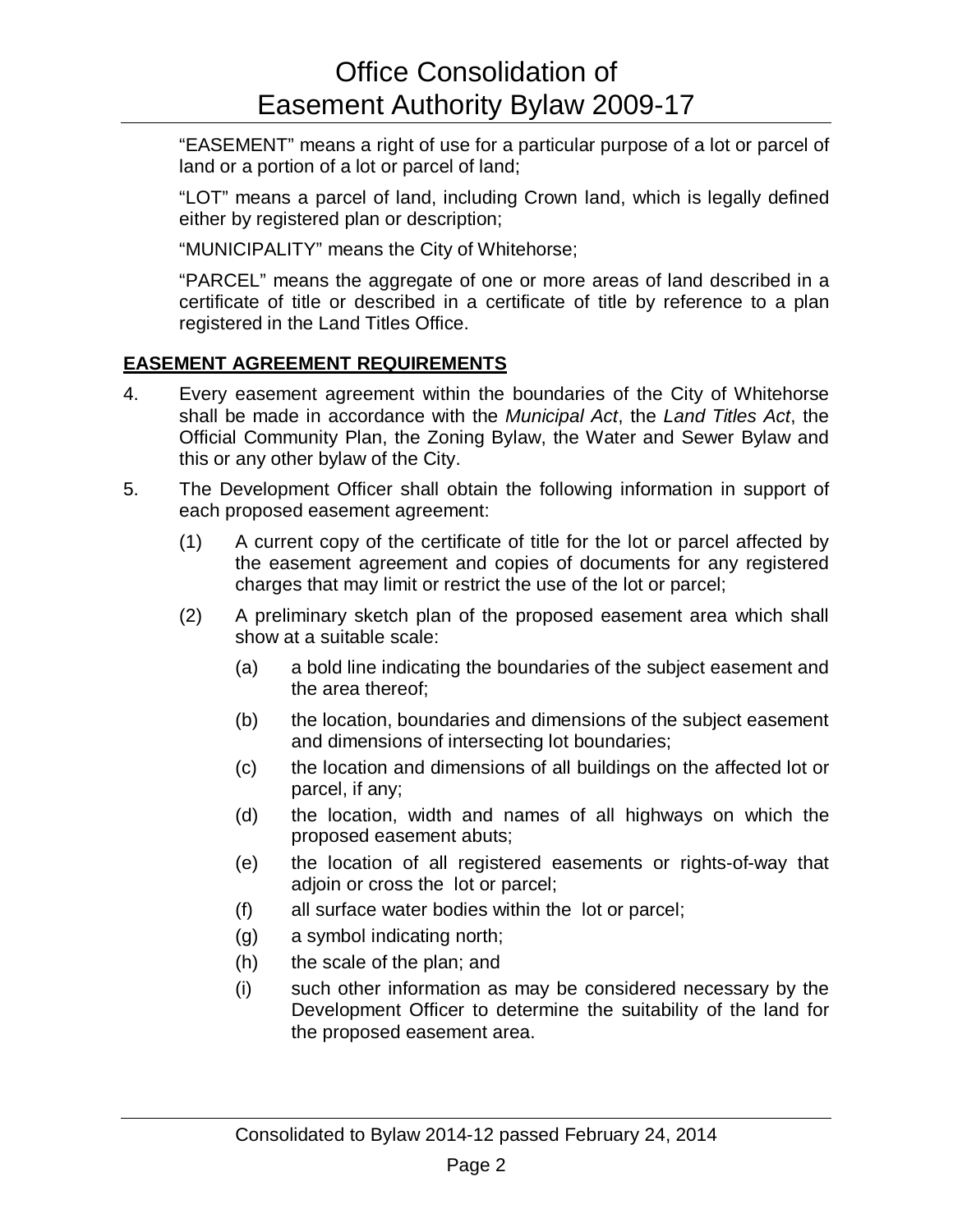"EASEMENT" means a right of use for a particular purpose of a lot or parcel of land or a portion of a lot or parcel of land;

"LOT" means a parcel of land, including Crown land, which is legally defined either by registered plan or description;

"MUNICIPALITY" means the City of Whitehorse;

"PARCEL" means the aggregate of one or more areas of land described in a certificate of title or described in a certificate of title by reference to a plan registered in the Land Titles Office.

## EASEMENT AGREEMENT REQUIREMENTS

4. Every easement agreement within the boundaries of the City of Whitehorse shall be made in accordance with the *Municipal Act*, the *Land Titles Act*, the Official Community Plan, the Zoning Bylaw, the Water and Sewer Bylaw and this or any other bylaw of the City.

5. The Development Officer shall obtain the following information in support of each proposed easement agreement:

   (1) A current copy of the certificate of title for the lot or parcel affected by the easement agreement and copies of documents for any registered charges that may limit or restrict the use of the lot or parcel;

   (2) A preliminary sketch plan of the proposed easement area which shall show at a suitable scale:

      (a) a bold line indicating the boundaries of the subject easement and the area thereof;

      (b) the location, boundaries and dimensions of the subject easement and dimensions of intersecting lot boundaries;

      (c) the location and dimensions of all buildings on the affected lot or parcel, if any;

      (d) the location, width and names of all highways on which the proposed easement abuts;

      (e) the location of all registered easements or rights-of-way that adjoin or cross the lot or parcel;

      (f) all surface water bodies within the lot or parcel;

      (g) a symbol indicating north;

      (h) the scale of the plan; and

      (i) such other information as may be considered necessary by the Development Officer to determine the suitability of the land for the proposed easement area.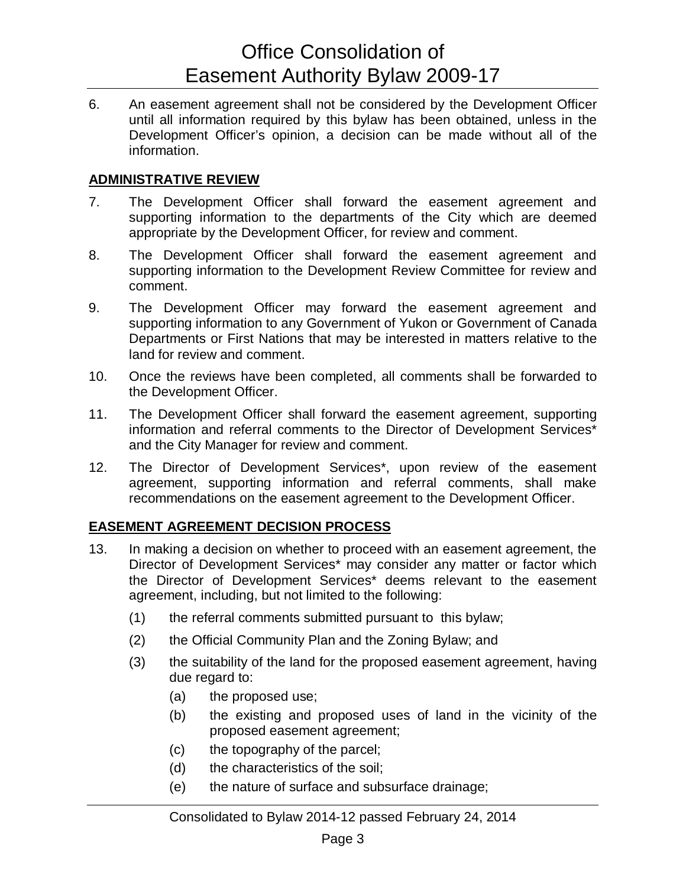6. An easement agreement shall not be considered by the Development Officer until all information required by this bylaw has been obtained, unless in the Development Officer's opinion, a decision can be made without all of the information.

## ADMINISTRATIVE REVIEW

7. The Development Officer shall forward the easement agreement and supporting information to the departments of the City which are deemed appropriate by the Development Officer, for review and comment.

8. The Development Officer shall forward the easement agreement and supporting information to the Development Review Committee for review and comment.

9. The Development Officer may forward the easement agreement and supporting information to any Government of Yukon or Government of Canada Departments or First Nations that may be interested in matters relative to the land for review and comment.

10. Once the reviews have been completed, all comments shall be forwarded to the Development Officer.

11. The Development Officer shall forward the easement agreement, supporting information and referral comments to the Director of Development Services* and the City Manager for review and comment.

12. The Director of Development Services*, upon review of the easement agreement, supporting information and referral comments, shall make recommendations on the easement agreement to the Development Officer.

## EASEMENT AGREEMENT DECISION PROCESS

13. In making a decision on whether to proceed with an easement agreement, the Director of Development Services* may consider any matter or factor which the Director of Development Services* deems relevant to the easement agreement, including, but not limited to the following:

    (1) the referral comments submitted pursuant to this bylaw;

    (2) the Official Community Plan and the Zoning Bylaw; and

    (3) the suitability of the land for the proposed easement agreement, having due regard to:

        (a) the proposed use;

        (b) the existing and proposed uses of land in the vicinity of the proposed easement agreement;

        (c) the topography of the parcel;

        (d) the characteristics of the soil;

        (e) the nature of surface and subsurface drainage;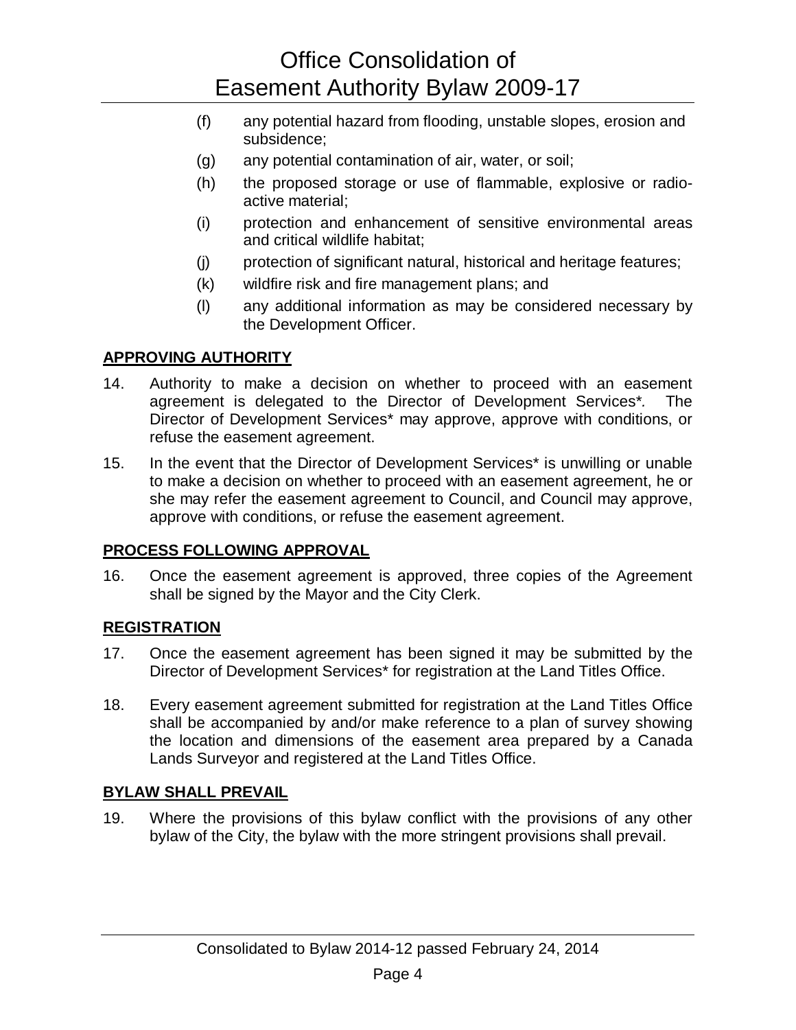(f) any potential hazard from flooding, unstable slopes, erosion and subsidence;

(g) any potential contamination of air, water, or soil;

(h) the proposed storage or use of flammable, explosive or radio-active material;

(i) protection and enhancement of sensitive environmental areas and critical wildlife habitat;

(j) protection of significant natural, historical and heritage features;

(k) wildfire risk and fire management plans; and

(l) any additional information as may be considered necessary by the Development Officer.

**APPROVING AUTHORITY**

14. Authority to make a decision on whether to proceed with an easement agreement is delegated to the Director of Development Services*. The Director of Development Services* may approve, approve with conditions, or refuse the easement agreement.

15. In the event that the Director of Development Services* is unwilling or unable to make a decision on whether to proceed with an easement agreement, he or she may refer the easement agreement to Council, and Council may approve, approve with conditions, or refuse the easement agreement.

**PROCESS FOLLOWING APPROVAL**

16. Once the easement agreement is approved, three copies of the Agreement shall be signed by the Mayor and the City Clerk.

**REGISTRATION**

17. Once the easement agreement has been signed it may be submitted by the Director of Development Services* for registration at the Land Titles Office.

18. Every easement agreement submitted for registration at the Land Titles Office shall be accompanied by and/or make reference to a plan of survey showing the location and dimensions of the easement area prepared by a Canada Lands Surveyor and registered at the Land Titles Office.

**BYLAW SHALL PREVAIL**

19. Where the provisions of this bylaw conflict with the provisions of any other bylaw of the City, the bylaw with the more stringent provisions shall prevail.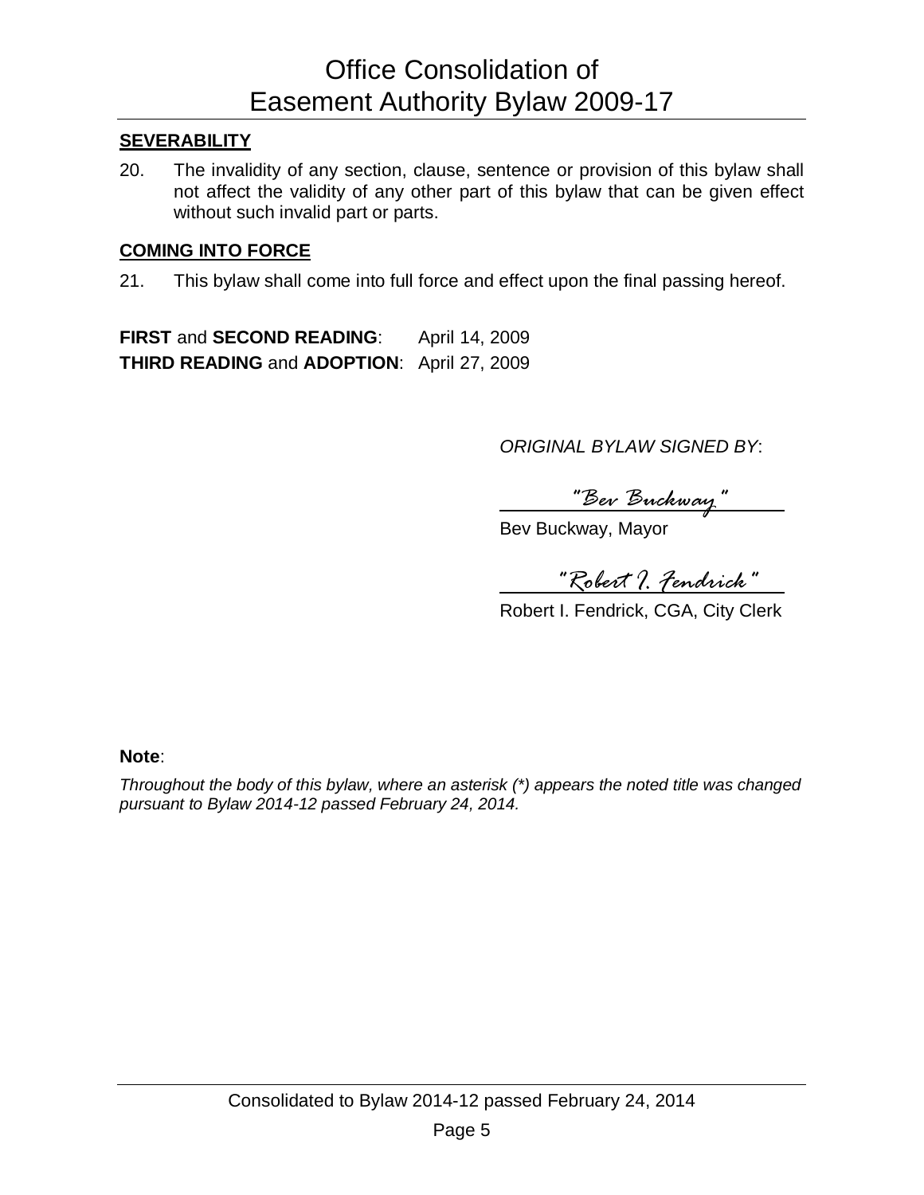**SEVERABILITY**

20. The invalidity of any section, clause, sentence or provision of this bylaw shall not affect the validity of any other part of this bylaw that can be given effect without such invalid part or parts.

**COMING INTO FORCE**

21. This bylaw shall come into full force and effect upon the final passing hereof.

**FIRST** and **SECOND READING**: April 14, 2009
**THIRD READING** and **ADOPTION**: April 27, 2009

*ORIGINAL BYLAW SIGNED BY*:

"Bev Buckway"
Bev Buckway, Mayor

"Robert I. Fendrick"
Robert I. Fendrick, CGA, City Clerk

**Note**:

*Throughout the body of this bylaw, where an asterisk (*) appears the noted title was changed pursuant to Bylaw 2014-12 passed February 24, 2014.*